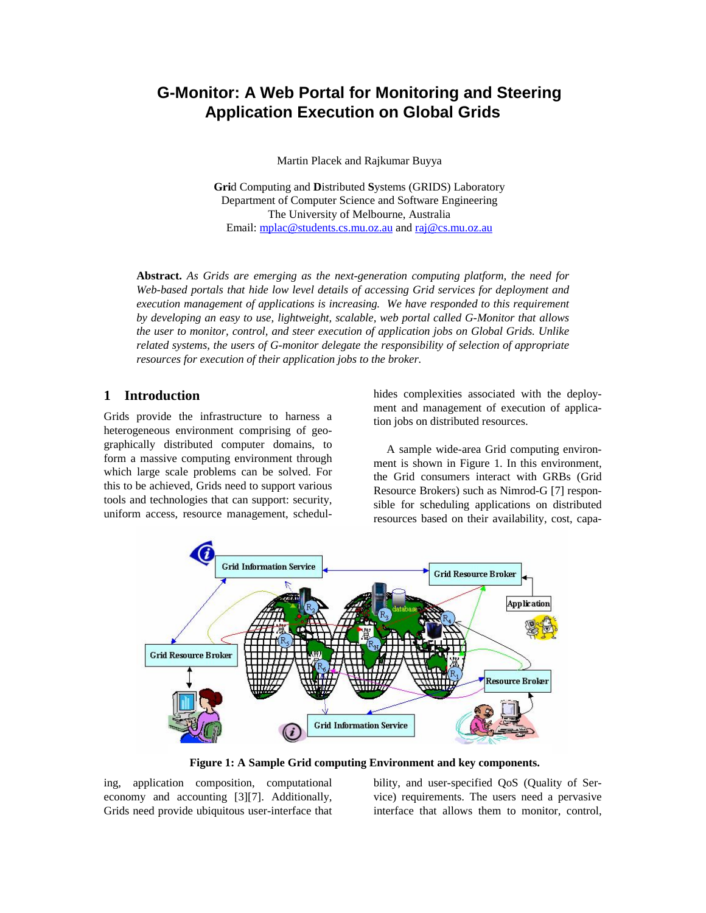# G-Monitor: A Web Portal for Monitoring and Steering Application Execution on Global Grids

Martin Placek and Rajkumar Buyya

**Gri**d Computing and **D**istributed **S**ystems (GRIDS) Laboratory
Department of Computer Science and Software Engineering
The University of Melbourne, Australia
Email: mplac@students.cs.mu.oz.au and raj@cs.mu.oz.au

**Abstract.** *As Grids are emerging as the next-generation computing platform, the need for Web-based portals that hide low level details of accessing Grid services for deployment and execution management of applications is increasing. We have responded to this requirement by developing an easy to use, lightweight, scalable, web portal called G-Monitor that allows the user to monitor, control, and steer execution of application jobs on Global Grids. Unlike related systems, the users of G-monitor delegate the responsibility of selection of appropriate resources for execution of their application jobs to the broker.*

## 1 Introduction

Grids provide the infrastructure to harness a heterogeneous environment comprising of geographically distributed computer domains, to form a massive computing environment through which large scale problems can be solved. For this to be achieved, Grids need to support various tools and technologies that can support: security, uniform access, resource management, scheduling, application composition, computational economy and accounting [3][7]. Additionally, Grids need provide ubiquitous user-interface that hides complexities associated with the deployment and management of execution of application jobs on distributed resources.

A sample wide-area Grid computing environment is shown in Figure 1. In this environment, the Grid consumers interact with GRBs (Grid Resource Brokers) such as Nimrod-G [7] responsible for scheduling applications on distributed resources based on their availability, cost, capability, and user-specified QoS (Quality of Service) requirements. The users need a pervasive interface that allows them to monitor, control,

**Figure 1: A Sample Grid computing Environment and key components.**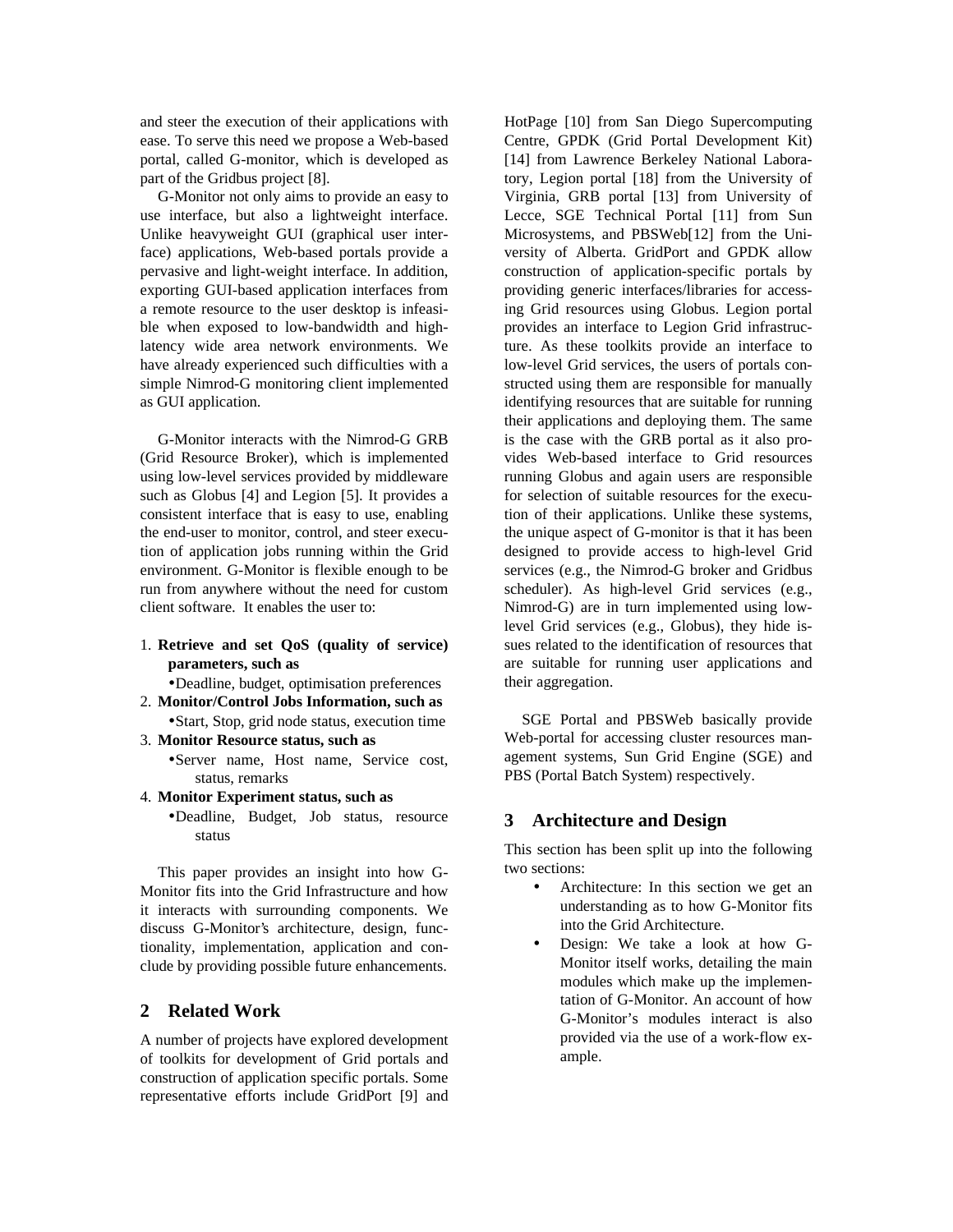and steer the execution of their applications with ease. To serve this need we propose a Web-based portal, called G-monitor, which is developed as part of the Gridbus project [8].

G-Monitor not only aims to provide an easy to use interface, but also a lightweight interface. Unlike heavyweight GUI (graphical user interface) applications, Web-based portals provide a pervasive and light-weight interface. In addition, exporting GUI-based application interfaces from a remote resource to the user desktop is infeasible when exposed to low-bandwidth and high-latency wide area network environments. We have already experienced such difficulties with a simple Nimrod-G monitoring client implemented as GUI application.

G-Monitor interacts with the Nimrod-G GRB (Grid Resource Broker), which is implemented using low-level services provided by middleware such as Globus [4] and Legion [5]. It provides a consistent interface that is easy to use, enabling the end-user to monitor, control, and steer execution of application jobs running within the Grid environment. G-Monitor is flexible enough to be run from anywhere without the need for custom client software. It enables the user to:

1. **Retrieve and set QoS (quality of service) parameters, such as**
   - Deadline, budget, optimisation preferences
2. **Monitor/Control Jobs Information, such as**
   - Start, Stop, grid node status, execution time
3. **Monitor Resource status, such as**
   - Server name, Host name, Service cost, status, remarks
4. **Monitor Experiment status, such as**
   - Deadline, Budget, Job status, resource status

This paper provides an insight into how G-Monitor fits into the Grid Infrastructure and how it interacts with surrounding components. We discuss G-Monitor's architecture, design, functionality, implementation, application and conclude by providing possible future enhancements.

## 2 Related Work

A number of projects have explored development of toolkits for development of Grid portals and construction of application specific portals. Some representative efforts include GridPort [9] and HotPage [10] from San Diego Supercomputing Centre, GPDK (Grid Portal Development Kit) [14] from Lawrence Berkeley National Laboratory, Legion portal [18] from the University of Virginia, GRB portal [13] from University of Lecce, SGE Technical Portal [11] from Sun Microsystems, and PBSWeb[12] from the University of Alberta. GridPort and GPDK allow construction of application-specific portals by providing generic interfaces/libraries for accessing Grid resources using Globus. Legion portal provides an interface to Legion Grid infrastructure. As these toolkits provide an interface to low-level Grid services, the users of portals constructed using them are responsible for manually identifying resources that are suitable for running their applications and deploying them. The same is the case with the GRB portal as it also provides Web-based interface to Grid resources running Globus and again users are responsible for selection of suitable resources for the execution of their applications. Unlike these systems, the unique aspect of G-monitor is that it has been designed to provide access to high-level Grid services (e.g., the Nimrod-G broker and Gridbus scheduler). As high-level Grid services (e.g., Nimrod-G) are in turn implemented using low-level Grid services (e.g., Globus), they hide issues related to the identification of resources that are suitable for running user applications and their aggregation.

SGE Portal and PBSWeb basically provide Web-portal for accessing cluster resources management systems, Sun Grid Engine (SGE) and PBS (Portal Batch System) respectively.

## 3 Architecture and Design

This section has been split up into the following two sections:

- Architecture: In this section we get an understanding as to how G-Monitor fits into the Grid Architecture.
- Design: We take a look at how G-Monitor itself works, detailing the main modules which make up the implementation of G-Monitor. An account of how G-Monitor's modules interact is also provided via the use of a work-flow example.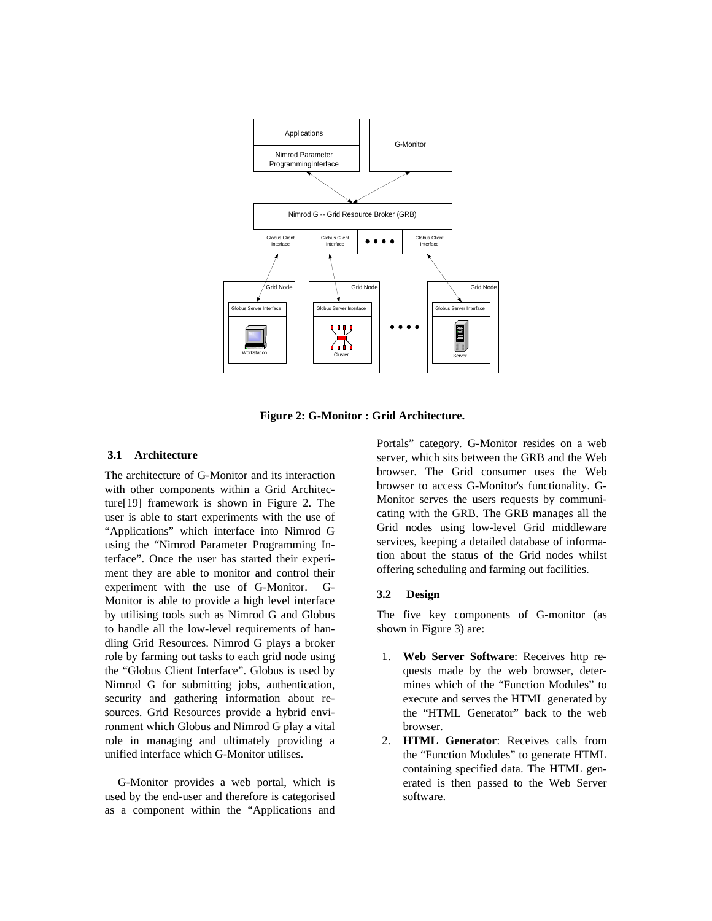Figure 2: G-Monitor : Grid Architecture.

### 3.1 Architecture

The architecture of G-Monitor and its interaction with other components within a Grid Architecture[19] framework is shown in Figure 2. The user is able to start experiments with the use of "Applications" which interface into Nimrod G using the "Nimrod Parameter Programming Interface". Once the user has started their experiment they are able to monitor and control their experiment with the use of G-Monitor. G-Monitor is able to provide a high level interface by utilising tools such as Nimrod G and Globus to handle all the low-level requirements of handling Grid Resources. Nimrod G plays a broker role by farming out tasks to each grid node using the "Globus Client Interface". Globus is used by Nimrod G for submitting jobs, authentication, security and gathering information about resources. Grid Resources provide a hybrid environment which Globus and Nimrod G play a vital role in managing and ultimately providing a unified interface which G-Monitor utilises.

G-Monitor provides a web portal, which is used by the end-user and therefore is categorised as a component within the "Applications and Portals" category. G-Monitor resides on a web server, which sits between the GRB and the Web browser. The Grid consumer uses the Web browser to access G-Monitor's functionality. G-Monitor serves the users requests by communicating with the GRB. The GRB manages all the Grid nodes using low-level Grid middleware services, keeping a detailed database of information about the status of the Grid nodes whilst offering scheduling and farming out facilities.

### 3.2 Design

The five key components of G-monitor (as shown in Figure 3) are:

1. **Web Server Software**: Receives http requests made by the web browser, determines which of the "Function Modules" to execute and serves the HTML generated by the "HTML Generator" back to the web browser.
2. **HTML Generator**: Receives calls from the "Function Modules" to generate HTML containing specified data. The HTML generated is then passed to the Web Server software.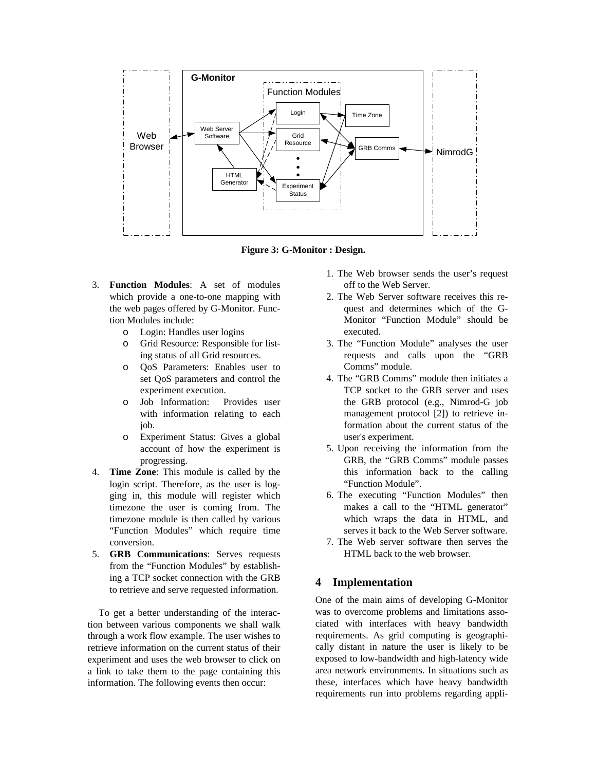**Figure 3: G-Monitor : Design.**

3. **Function Modules**: A set of modules which provide a one-to-one mapping with the web pages offered by G-Monitor. Function Modules include:
   - Login: Handles user logins
   - Grid Resource: Responsible for listing status of all Grid resources.
   - QoS Parameters: Enables user to set QoS parameters and control the experiment execution.
   - Job Information: Provides user with information relating to each job.
   - Experiment Status: Gives a global account of how the experiment is progressing.
4. **Time Zone**: This module is called by the login script. Therefore, as the user is logging in, this module will register which timezone the user is coming from. The timezone module is then called by various "Function Modules" which require time conversion.
5. **GRB Communications**: Serves requests from the "Function Modules" by establishing a TCP socket connection with the GRB to retrieve and serve requested information.

To get a better understanding of the interaction between various components we shall walk through a work flow example. The user wishes to retrieve information on the current status of their experiment and uses the web browser to click on a link to take them to the page containing this information. The following events then occur:

1. The Web browser sends the user's request off to the Web Server.
2. The Web Server software receives this request and determines which of the G-Monitor "Function Module" should be executed.
3. The "Function Module" analyses the user requests and calls upon the "GRB Comms" module.
4. The "GRB Comms" module then initiates a TCP socket to the GRB server and uses the GRB protocol (e.g., Nimrod-G job management protocol [2]) to retrieve information about the current status of the user's experiment.
5. Upon receiving the information from the GRB, the "GRB Comms" module passes this information back to the calling "Function Module".
6. The executing "Function Modules" then makes a call to the "HTML generator" which wraps the data in HTML, and serves it back to the Web Server software.
7. The Web server software then serves the HTML back to the web browser.

## 4 Implementation

One of the main aims of developing G-Monitor was to overcome problems and limitations associated with interfaces with heavy bandwidth requirements. As grid computing is geographically distant in nature the user is likely to be exposed to low-bandwidth and high-latency wide area network environments. In situations such as these, interfaces which have heavy bandwidth requirements run into problems regarding appli-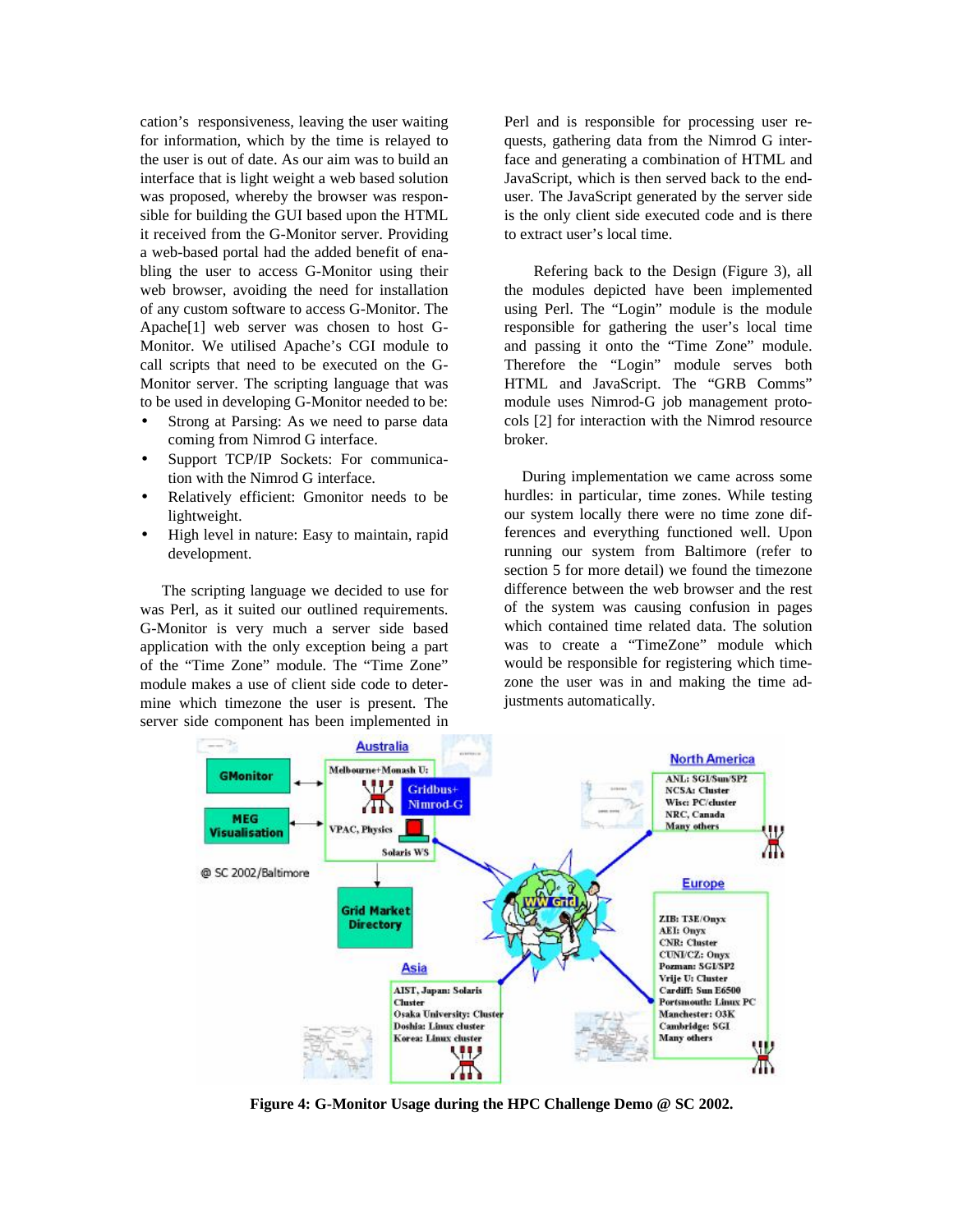cation's responsiveness, leaving the user waiting for information, which by the time is relayed to the user is out of date. As our aim was to build an interface that is light weight a web based solution was proposed, whereby the browser was responsible for building the GUI based upon the HTML it received from the G-Monitor server. Providing a web-based portal had the added benefit of enabling the user to access G-Monitor using their web browser, avoiding the need for installation of any custom software to access G-Monitor. The Apache[1] web server was chosen to host G-Monitor. We utilised Apache's CGI module to call scripts that need to be executed on the G-Monitor server. The scripting language that was to be used in developing G-Monitor needed to be:

- Strong at Parsing: As we need to parse data coming from Nimrod G interface.
- Support TCP/IP Sockets: For communication with the Nimrod G interface.
- Relatively efficient: Gmonitor needs to be lightweight.
- High level in nature: Easy to maintain, rapid development.

The scripting language we decided to use for was Perl, as it suited our outlined requirements. G-Monitor is very much a server side based application with the only exception being a part of the "Time Zone" module. The "Time Zone" module makes a use of client side code to determine which timezone the user is present. The server side component has been implemented in Perl and is responsible for processing user requests, gathering data from the Nimrod G interface and generating a combination of HTML and JavaScript, which is then served back to the end-user. The JavaScript generated by the server side is the only client side executed code and is there to extract user's local time.

Refering back to the Design (Figure 3), all the modules depicted have been implemented using Perl. The "Login" module is the module responsible for gathering the user's local time and passing it onto the "Time Zone" module. Therefore the "Login" module serves both HTML and JavaScript. The "GRB Comms" module uses Nimrod-G job management protocols [2] for interaction with the Nimrod resource broker.

During implementation we came across some hurdles: in particular, time zones. While testing our system locally there were no time zone differences and everything functioned well. Upon running our system from Baltimore (refer to section 5 for more detail) we found the timezone difference between the web browser and the rest of the system was causing confusion in pages which contained time related data. The solution was to create a "TimeZone" module which would be responsible for registering which timezone the user was in and making the time adjustments automatically.

Australia
GMonitor
MEG Visualisation
Melbourne+Monash U:
Gridbus+ Nimrod-G
VPAC, Physics
Solaris WS
@ SC 2002/Baltimore
Grid Market Directory
WW Grid
North America
ANL: SGI/Sun/SP2
NCSA: Cluster
Wisc: PC/cluster
NRC, Canada
Many others
Europe
ZIB: T3E/Onyx
AEI: Onyx
CNR: Cluster
CUNI/CZ: Onyx
Poznan: SGI/SP2
Vrije U: Cluster
Cardiff: Sun E6500
Portsmouth: Linux PC
Manchester: O3K
Cambridge: SGI
Many others
Asia
AIST, Japan: Solaris Cluster
Osaka University: Cluster
Doshia: Linux cluster
Korea: Linux cluster

**Figure 4: G-Monitor Usage during the HPC Challenge Demo @ SC 2002.**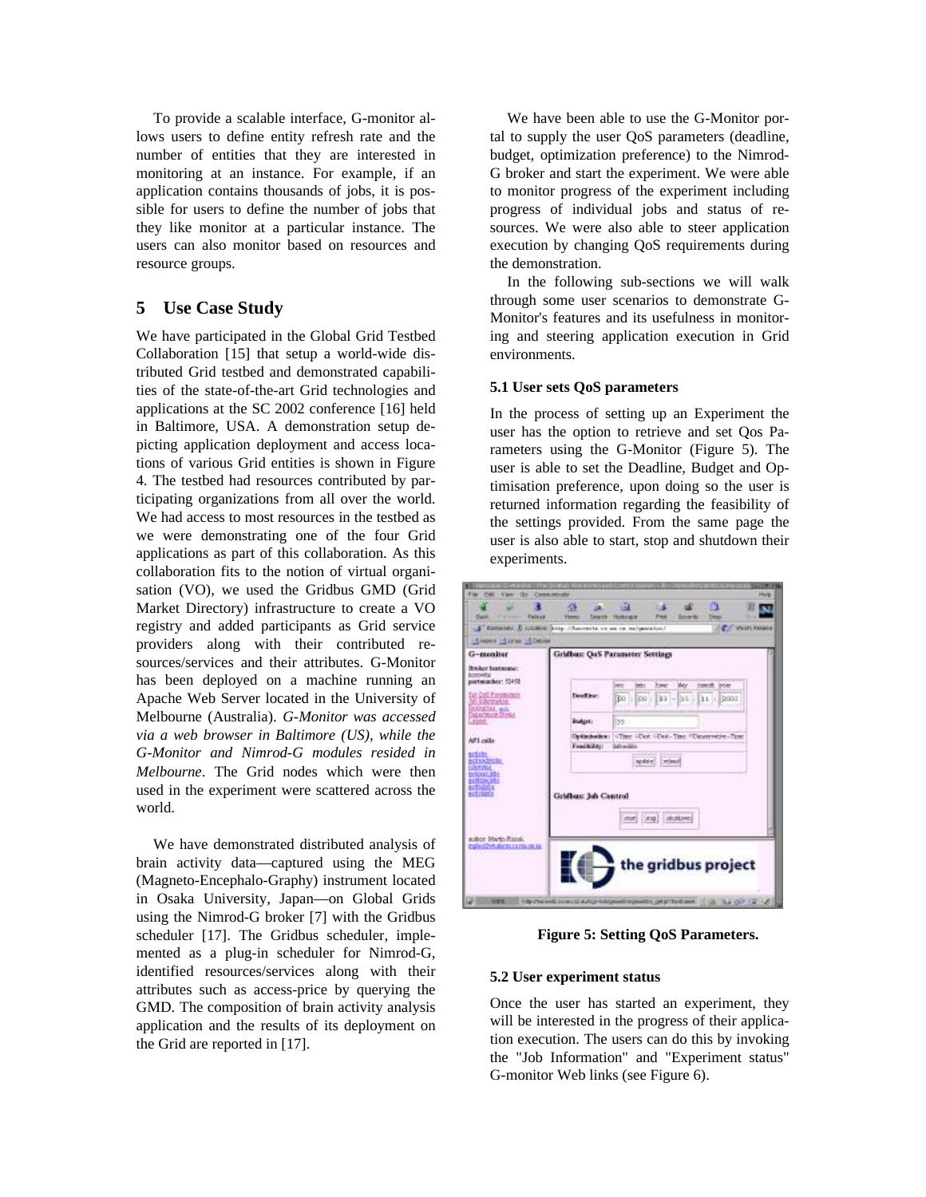To provide a scalable interface, G-monitor allows users to define entity refresh rate and the number of entities that they are interested in monitoring at an instance. For example, if an application contains thousands of jobs, it is possible for users to define the number of jobs that they like monitor at a particular instance. The users can also monitor based on resources and resource groups.

## 5 Use Case Study

We have participated in the Global Grid Testbed Collaboration [15] that setup a world-wide distributed Grid testbed and demonstrated capabilities of the state-of-the-art Grid technologies and applications at the SC 2002 conference [16] held in Baltimore, USA. A demonstration setup depicting application deployment and access locations of various Grid entities is shown in Figure 4. The testbed had resources contributed by participating organizations from all over the world. We had access to most resources in the testbed as we were demonstrating one of the four Grid applications as part of this collaboration. As this collaboration fits to the notion of virtual organisation (VO), we used the Gridbus GMD (Grid Market Directory) infrastructure to create a VO registry and added participants as Grid service providers along with their contributed resources/services and their attributes. G-Monitor has been deployed on a machine running an Apache Web Server located in the University of Melbourne (Australia). *G-Monitor was accessed via a web browser in Baltimore (US), while the G-Monitor and Nimrod-G modules resided in Melbourne*. The Grid nodes which were then used in the experiment were scattered across the world.

We have demonstrated distributed analysis of brain activity data—captured using the MEG (Magneto-Encephalo-Graphy) instrument located in Osaka University, Japan—on Global Grids using the Nimrod-G broker [7] with the Gridbus scheduler [17]. The Gridbus scheduler, implemented as a plug-in scheduler for Nimrod-G, identified resources/services along with their attributes such as access-price by querying the GMD. The composition of brain activity analysis application and the results of its deployment on the Grid are reported in [17].

We have been able to use the G-Monitor portal to supply the user QoS parameters (deadline, budget, optimization preference) to the Nimrod-G broker and start the experiment. We were able to monitor progress of the experiment including progress of individual jobs and status of resources. We were also able to steer application execution by changing QoS requirements during the demonstration.

In the following sub-sections we will walk through some user scenarios to demonstrate G-Monitor's features and its usefulness in monitoring and steering application execution in Grid environments.

### 5.1 User sets QoS parameters

In the process of setting up an Experiment the user has the option to retrieve and set Qos Parameters using the G-Monitor (Figure 5). The user is able to set the Deadline, Budget and Optimisation preference, upon doing so the user is returned information regarding the feasibility of the settings provided. From the same page the user is also able to start, stop and shutdown their experiments.

**Figure 5: Setting QoS Parameters.**

### 5.2 User experiment status

Once the user has started an experiment, they will be interested in the progress of their application execution. The users can do this by invoking the "Job Information" and "Experiment status" G-monitor Web links (see Figure 6).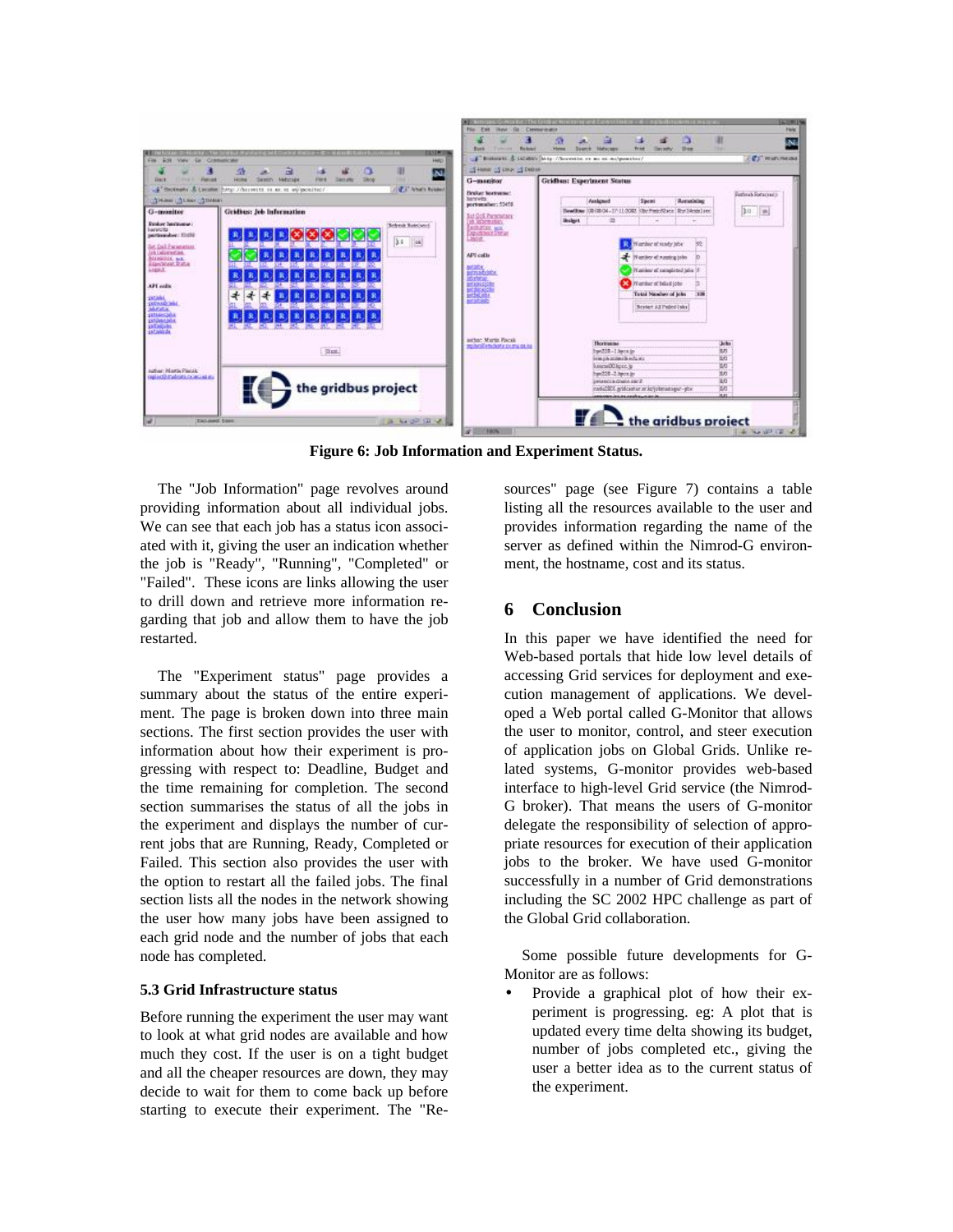**Figure 6: Job Information and Experiment Status.**

The "Job Information" page revolves around providing information about all individual jobs. We can see that each job has a status icon associated with it, giving the user an indication whether the job is "Ready", "Running", "Completed" or "Failed". These icons are links allowing the user to drill down and retrieve more information regarding that job and allow them to have the job restarted.

The "Experiment status" page provides a summary about the status of the entire experiment. The page is broken down into three main sections. The first section provides the user with information about how their experiment is progressing with respect to: Deadline, Budget and the time remaining for completion. The second section summarises the status of all the jobs in the experiment and displays the number of current jobs that are Running, Ready, Completed or Failed. This section also provides the user with the option to restart all the failed jobs. The final section lists all the nodes in the network showing the user how many jobs have been assigned to each grid node and the number of jobs that each node has completed.

### 5.3 Grid Infrastructure status

Before running the experiment the user may want to look at what grid nodes are available and how much they cost. If the user is on a tight budget and all the cheaper resources are down, they may decide to wait for them to come back up before starting to execute their experiment. The "Resources" page (see Figure 7) contains a table listing all the resources available to the user and provides information regarding the name of the server as defined within the Nimrod-G environment, the hostname, cost and its status.

## 6 Conclusion

In this paper we have identified the need for Web-based portals that hide low level details of accessing Grid services for deployment and execution management of applications. We developed a Web portal called G-Monitor that allows the user to monitor, control, and steer execution of application jobs on Global Grids. Unlike related systems, G-monitor provides web-based interface to high-level Grid service (the Nimrod-G broker). That means the users of G-monitor delegate the responsibility of selection of appropriate resources for execution of their application jobs to the broker. We have used G-monitor successfully in a number of Grid demonstrations including the SC 2002 HPC challenge as part of the Global Grid collaboration.

Some possible future developments for G-Monitor are as follows:

- Provide a graphical plot of how their experiment is progressing. eg: A plot that is updated every time delta showing its budget, number of jobs completed etc., giving the user a better idea as to the current status of the experiment.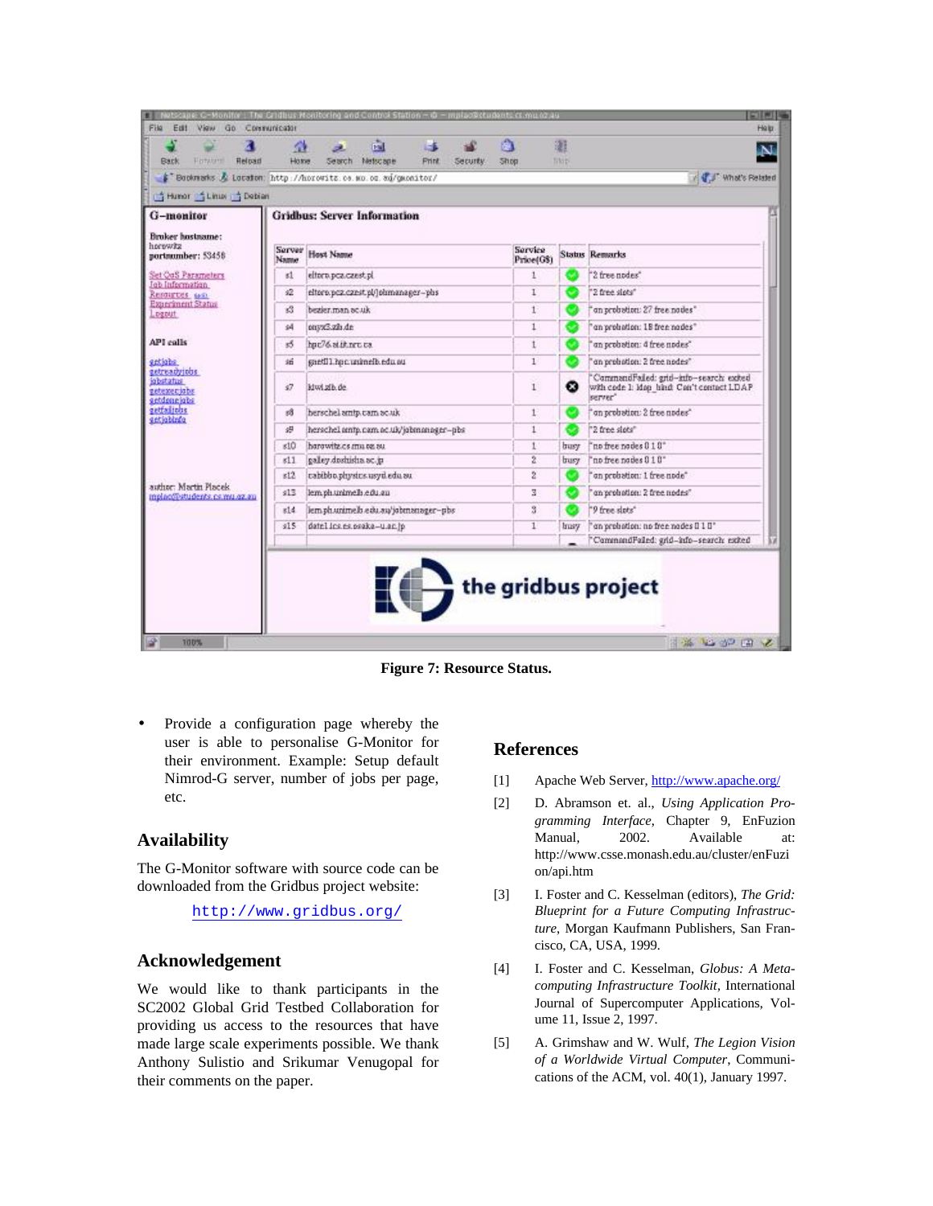Figure 7: Resource Status.

- Provide a configuration page whereby the user is able to personalise G-Monitor for their environment. Example: Setup default Nimrod-G server, number of jobs per page, etc.

## Availability

The G-Monitor software with source code can be downloaded from the Gridbus project website:

http://www.gridbus.org/

## Acknowledgement

We would like to thank participants in the SC2002 Global Grid Testbed Collaboration for providing us access to the resources that have made large scale experiments possible. We thank Anthony Sulistio and Srikumar Venugopal for their comments on the paper.

## References

[1] Apache Web Server, http://www.apache.org/

[2] D. Abramson et. al., *Using Application Programming Interface*, Chapter 9, EnFuzion Manual, 2002. Available at: http://www.csse.monash.edu.au/cluster/enFuzion/api.htm

[3] I. Foster and C. Kesselman (editors), *The Grid: Blueprint for a Future Computing Infrastructure*, Morgan Kaufmann Publishers, San Francisco, CA, USA, 1999.

[4] I. Foster and C. Kesselman, *Globus: A Metacomputing Infrastructure Toolkit*, International Journal of Supercomputer Applications, Volume 11, Issue 2, 1997.

[5] A. Grimshaw and W. Wulf, *The Legion Vision of a Worldwide Virtual Computer*, Communications of the ACM, vol. 40(1), January 1997.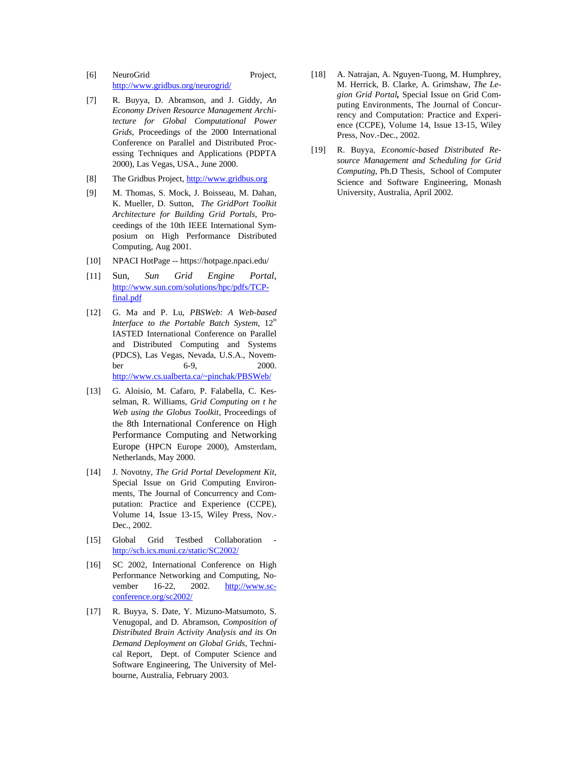[6] NeuroGrid Project, http://www.gridbus.org/neurogrid/

[7] R. Buyya, D. Abramson, and J. Giddy, *An Economy Driven Resource Management Architecture for Global Computational Power Grids*, Proceedings of the 2000 International Conference on Parallel and Distributed Processing Techniques and Applications (PDPTA 2000), Las Vegas, USA., June 2000.

[8] The Gridbus Project, http://www.gridbus.org

[9] M. Thomas, S. Mock, J. Boisseau, M. Dahan, K. Mueller, D. Sutton, *The GridPort Toolkit Architecture for Building Grid Portals*, Proceedings of the 10th IEEE International Symposium on High Performance Distributed Computing, Aug 2001.

[10] NPACI HotPage -- https://hotpage.npaci.edu/

[11] Sun, *Sun Grid Engine Portal*, http://www.sun.com/solutions/hpc/pdfs/TCP-final.pdf

[12] G. Ma and P. Lu, *PBSWeb: A Web-based Interface to the Portable Batch System*, 12th IASTED International Conference on Parallel and Distributed Computing and Systems (PDCS), Las Vegas, Nevada, U.S.A., November 6-9, 2000. http://www.cs.ualberta.ca/~pinchak/PBSWeb/

[13] G. Aloisio, M. Cafaro, P. Falabella, C. Kesselman, R. Williams, *Grid Computing on t he Web using the Globus Toolkit*, Proceedings of the 8th International Conference on High Performance Computing and Networking Europe (HPCN Europe 2000), Amsterdam, Netherlands, May 2000.

[14] J. Novotny, *The Grid Portal Development Kit*, Special Issue on Grid Computing Environments, The Journal of Concurrency and Computation: Practice and Experience (CCPE), Volume 14, Issue 13-15, Wiley Press, Nov.-Dec., 2002.

[15] Global Grid Testbed Collaboration - http://scb.ics.muni.cz/static/SC2002/

[16] SC 2002, International Conference on High Performance Networking and Computing, November 16-22, 2002. http://www.sc-conference.org/sc2002/

[17] R. Buyya, S. Date, Y. Mizuno-Matsumoto, S. Venugopal, and D. Abramson, *Composition of Distributed Brain Activity Analysis and its On Demand Deployment on Global Grids*, Technical Report, Dept. of Computer Science and Software Engineering, The University of Melbourne, Australia, February 2003.

[18] A. Natrajan, A. Nguyen-Tuong, M. Humphrey, M. Herrick, B. Clarke, A. Grimshaw, *The Legion Grid Portal***,** Special Issue on Grid Computing Environments, The Journal of Concurrency and Computation: Practice and Experience (CCPE), Volume 14, Issue 13-15, Wiley Press, Nov.-Dec., 2002.

[19] R. Buyya, *Economic-based Distributed Resource Management and Scheduling for Grid Computing*, Ph.D Thesis, School of Computer Science and Software Engineering, Monash University, Australia, April 2002.